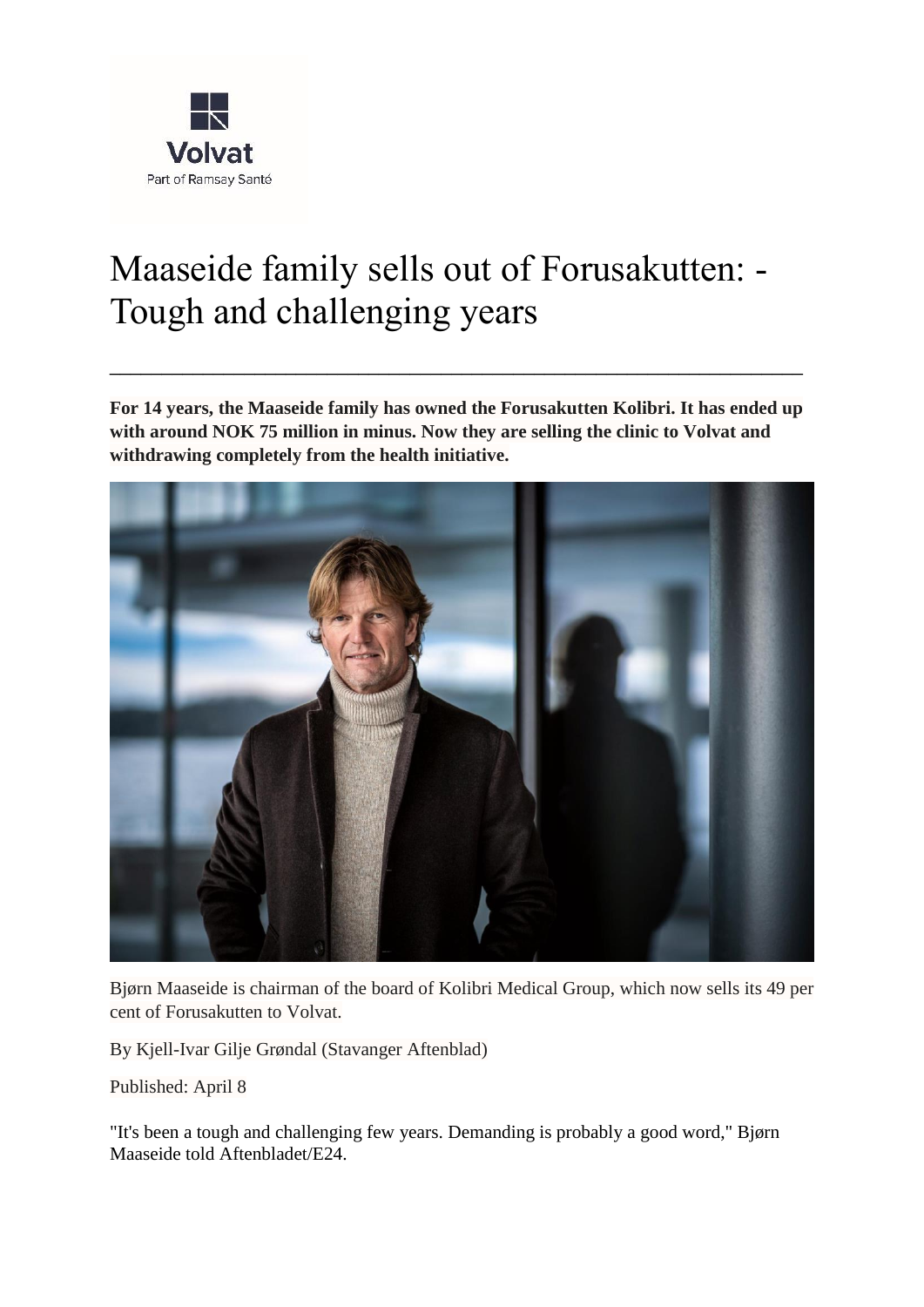Volvat

Part of Ramsay Santé

# Maaseide family sells out of Forusakutten: - Tough and challenging years

---

**For 14 years, the Maaseide family has owned the Forusakutten Kolibri. It has ended up with around NOK 75 million in minus. Now they are selling the clinic to Volvat and withdrawing completely from the health initiative.**

Bjørn Maaseide is chairman of the board of Kolibri Medical Group, which now sells its 49 per cent of Forusakutten to Volvat.

By Kjell-Ivar Gilje Grøndal (Stavanger Aftenblad)

Published: April 8

"It's been a tough and challenging few years. Demanding is probably a good word," Bjørn Maaseide told Aftenbladet/E24.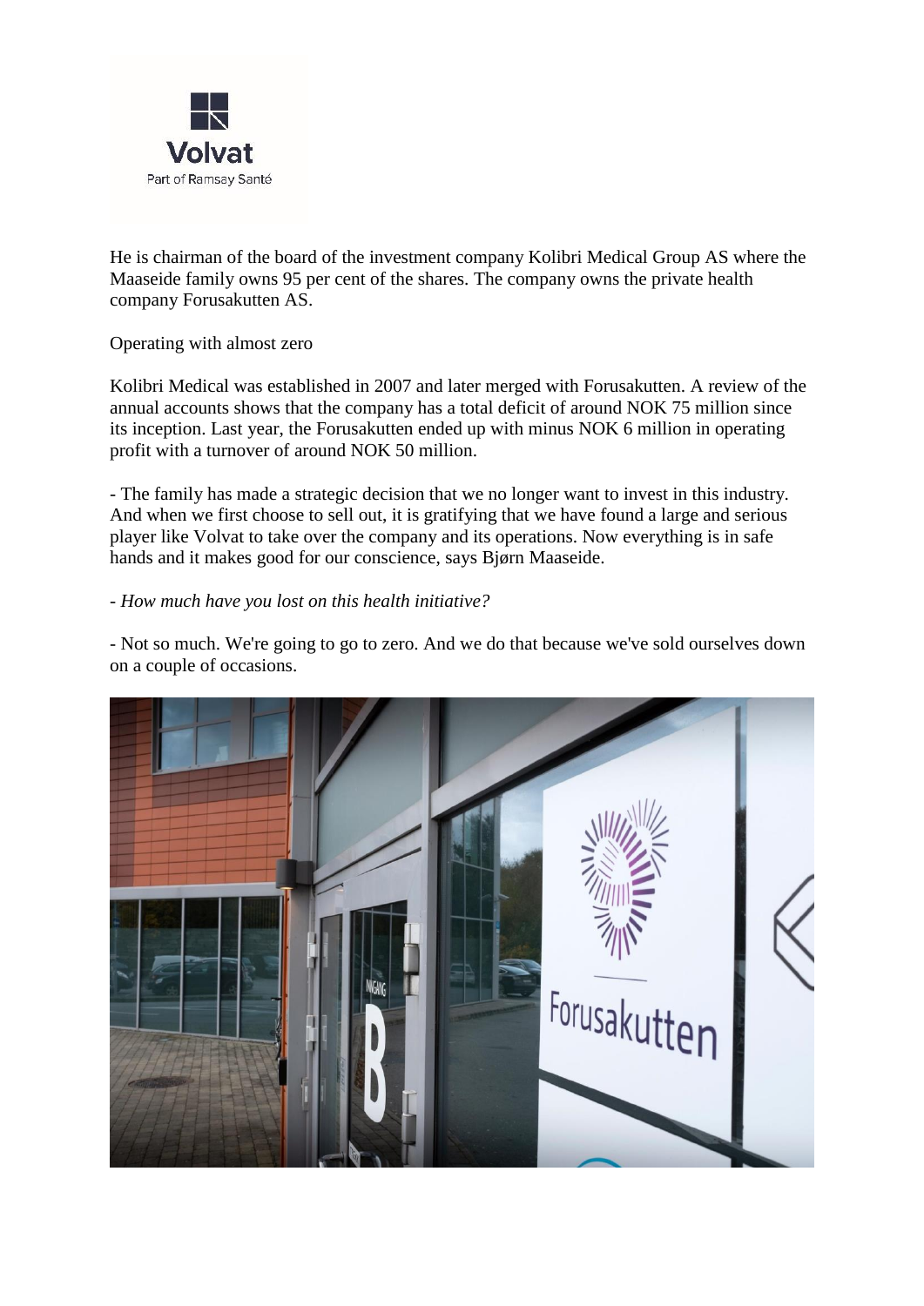He is chairman of the board of the investment company Kolibri Medical Group AS where the Maaseide family owns 95 per cent of the shares. The company owns the private health company Forusakutten AS.

Operating with almost zero

Kolibri Medical was established in 2007 and later merged with Forusakutten. A review of the annual accounts shows that the company has a total deficit of around NOK 75 million since its inception. Last year, the Forusakutten ended up with minus NOK 6 million in operating profit with a turnover of around NOK 50 million.

- The family has made a strategic decision that we no longer want to invest in this industry. And when we first choose to sell out, it is gratifying that we have found a large and serious player like Volvat to take over the company and its operations. Now everything is in safe hands and it makes good for our conscience, says Bjørn Maaseide.

- *How much have you lost on this health initiative?*

- Not so much. We're going to go to zero. And we do that because we've sold ourselves down on a couple of occasions.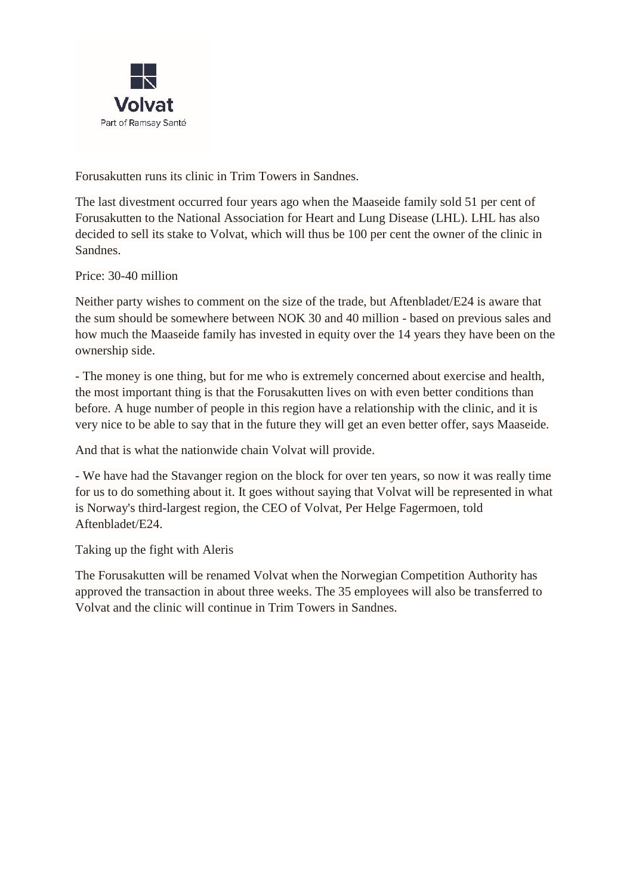Forusakutten runs its clinic in Trim Towers in Sandnes.

The last divestment occurred four years ago when the Maaseide family sold 51 per cent of Forusakutten to the National Association for Heart and Lung Disease (LHL). LHL has also decided to sell its stake to Volvat, which will thus be 100 per cent the owner of the clinic in Sandnes.

Price: 30-40 million

Neither party wishes to comment on the size of the trade, but Aftenbladet/E24 is aware that the sum should be somewhere between NOK 30 and 40 million - based on previous sales and how much the Maaseide family has invested in equity over the 14 years they have been on the ownership side.

- The money is one thing, but for me who is extremely concerned about exercise and health, the most important thing is that the Forusakutten lives on with even better conditions than before. A huge number of people in this region have a relationship with the clinic, and it is very nice to be able to say that in the future they will get an even better offer, says Maaseide.

And that is what the nationwide chain Volvat will provide.

- We have had the Stavanger region on the block for over ten years, so now it was really time for us to do something about it. It goes without saying that Volvat will be represented in what is Norway's third-largest region, the CEO of Volvat, Per Helge Fagermoen, told Aftenbladet/E24.

Taking up the fight with Aleris

The Forusakutten will be renamed Volvat when the Norwegian Competition Authority has approved the transaction in about three weeks. The 35 employees will also be transferred to Volvat and the clinic will continue in Trim Towers in Sandnes.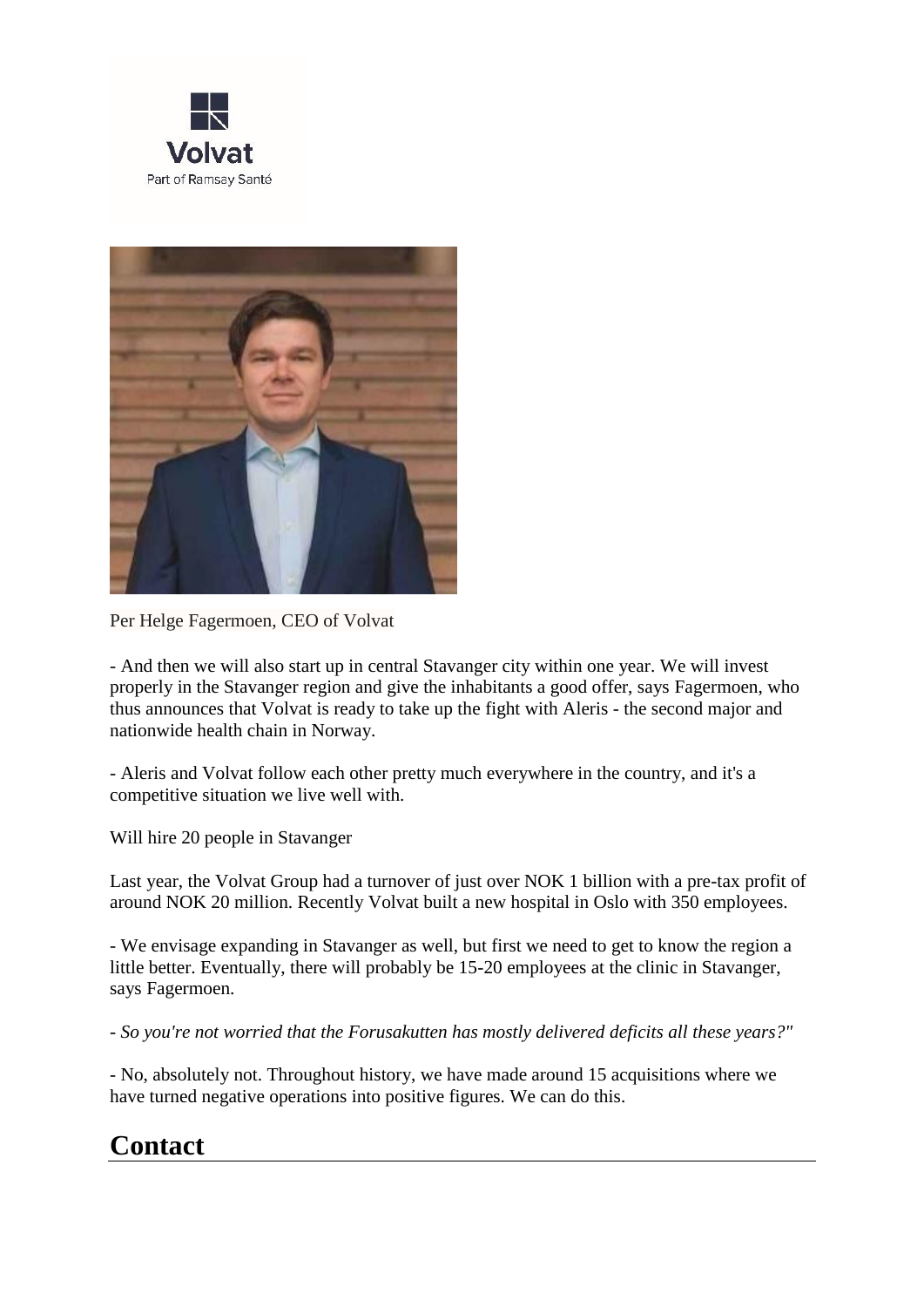Per Helge Fagermoen, CEO of Volvat

- And then we will also start up in central Stavanger city within one year. We will invest properly in the Stavanger region and give the inhabitants a good offer, says Fagermoen, who thus announces that Volvat is ready to take up the fight with Aleris - the second major and nationwide health chain in Norway.

- Aleris and Volvat follow each other pretty much everywhere in the country, and it's a competitive situation we live well with.

Will hire 20 people in Stavanger

Last year, the Volvat Group had a turnover of just over NOK 1 billion with a pre-tax profit of around NOK 20 million. Recently Volvat built a new hospital in Oslo with 350 employees.

- We envisage expanding in Stavanger as well, but first we need to get to know the region a little better. Eventually, there will probably be 15-20 employees at the clinic in Stavanger, says Fagermoen.

- *So you're not worried that the Forusakutten has mostly delivered deficits all these years?"*

- No, absolutely not. Throughout history, we have made around 15 acquisitions where we have turned negative operations into positive figures. We can do this.

## Contact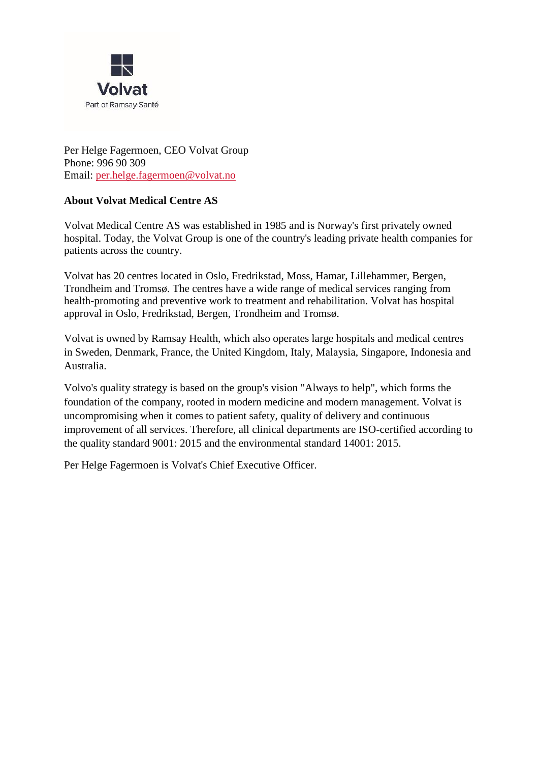Per Helge Fagermoen, CEO Volvat Group
Phone: 996 90 309
Email: per.helge.fagermoen@volvat.no

**About Volvat Medical Centre AS**

Volvat Medical Centre AS was established in 1985 and is Norway's first privately owned hospital. Today, the Volvat Group is one of the country's leading private health companies for patients across the country.

Volvat has 20 centres located in Oslo, Fredrikstad, Moss, Hamar, Lillehammer, Bergen, Trondheim and Tromsø. The centres have a wide range of medical services ranging from health-promoting and preventive work to treatment and rehabilitation. Volvat has hospital approval in Oslo, Fredrikstad, Bergen, Trondheim and Tromsø.

Volvat is owned by Ramsay Health, which also operates large hospitals and medical centres in Sweden, Denmark, France, the United Kingdom, Italy, Malaysia, Singapore, Indonesia and Australia.

Volvo's quality strategy is based on the group's vision "Always to help", which forms the foundation of the company, rooted in modern medicine and modern management. Volvat is uncompromising when it comes to patient safety, quality of delivery and continuous improvement of all services. Therefore, all clinical departments are ISO-certified according to the quality standard 9001: 2015 and the environmental standard 14001: 2015.

Per Helge Fagermoen is Volvat's Chief Executive Officer.